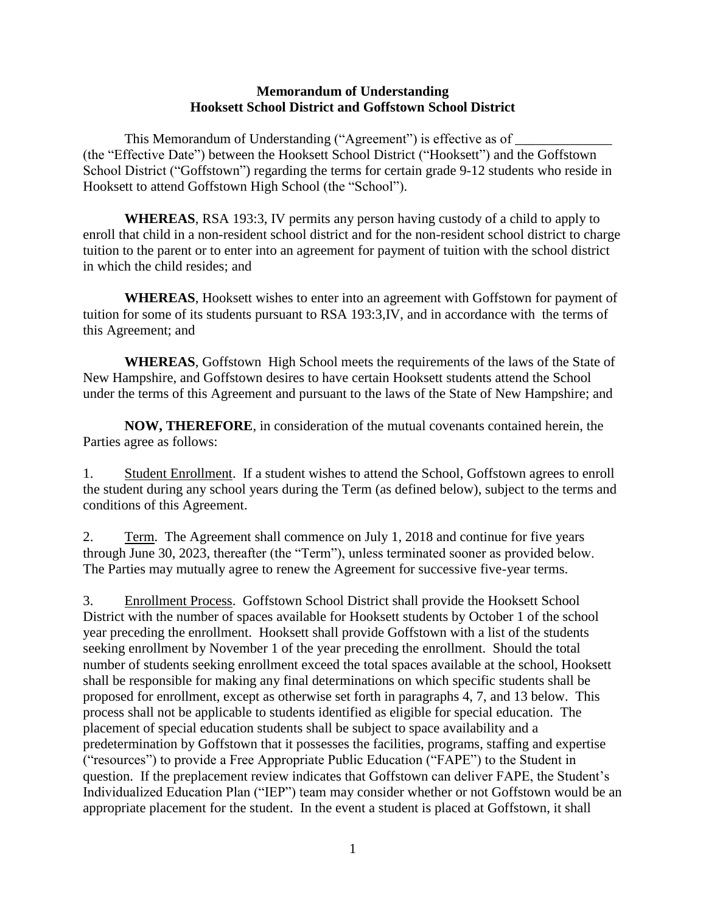**Memorandum of Understanding**
**Hooksett School District and Goffstown School District**

This Memorandum of Understanding ("Agreement") is effective as of ______________ (the "Effective Date") between the Hooksett School District ("Hooksett") and the Goffstown School District ("Goffstown") regarding the terms for certain grade 9-12 students who reside in Hooksett to attend Goffstown High School (the "School").

**WHEREAS**, RSA 193:3, IV permits any person having custody of a child to apply to enroll that child in a non-resident school district and for the non-resident school district to charge tuition to the parent or to enter into an agreement for payment of tuition with the school district in which the child resides; and

**WHEREAS**, Hooksett wishes to enter into an agreement with Goffstown for payment of tuition for some of its students pursuant to RSA 193:3,IV, and in accordance with the terms of this Agreement; and

**WHEREAS**, Goffstown High School meets the requirements of the laws of the State of New Hampshire, and Goffstown desires to have certain Hooksett students attend the School under the terms of this Agreement and pursuant to the laws of the State of New Hampshire; and

**NOW, THEREFORE**, in consideration of the mutual covenants contained herein, the Parties agree as follows:

1. <u>Student Enrollment</u>. If a student wishes to attend the School, Goffstown agrees to enroll the student during any school years during the Term (as defined below), subject to the terms and conditions of this Agreement.

2. <u>Term</u>. The Agreement shall commence on July 1, 2018 and continue for five years through June 30, 2023, thereafter (the "Term"), unless terminated sooner as provided below. The Parties may mutually agree to renew the Agreement for successive five-year terms.

3. <u>Enrollment Process</u>. Goffstown School District shall provide the Hooksett School District with the number of spaces available for Hooksett students by October 1 of the school year preceding the enrollment. Hooksett shall provide Goffstown with a list of the students seeking enrollment by November 1 of the year preceding the enrollment. Should the total number of students seeking enrollment exceed the total spaces available at the school, Hooksett shall be responsible for making any final determinations on which specific students shall be proposed for enrollment, except as otherwise set forth in paragraphs 4, 7, and 13 below. This process shall not be applicable to students identified as eligible for special education. The placement of special education students shall be subject to space availability and a predetermination by Goffstown that it possesses the facilities, programs, staffing and expertise ("resources") to provide a Free Appropriate Public Education ("FAPE") to the Student in question. If the preplacement review indicates that Goffstown can deliver FAPE, the Student's Individualized Education Plan ("IEP") team may consider whether or not Goffstown would be an appropriate placement for the student. In the event a student is placed at Goffstown, it shall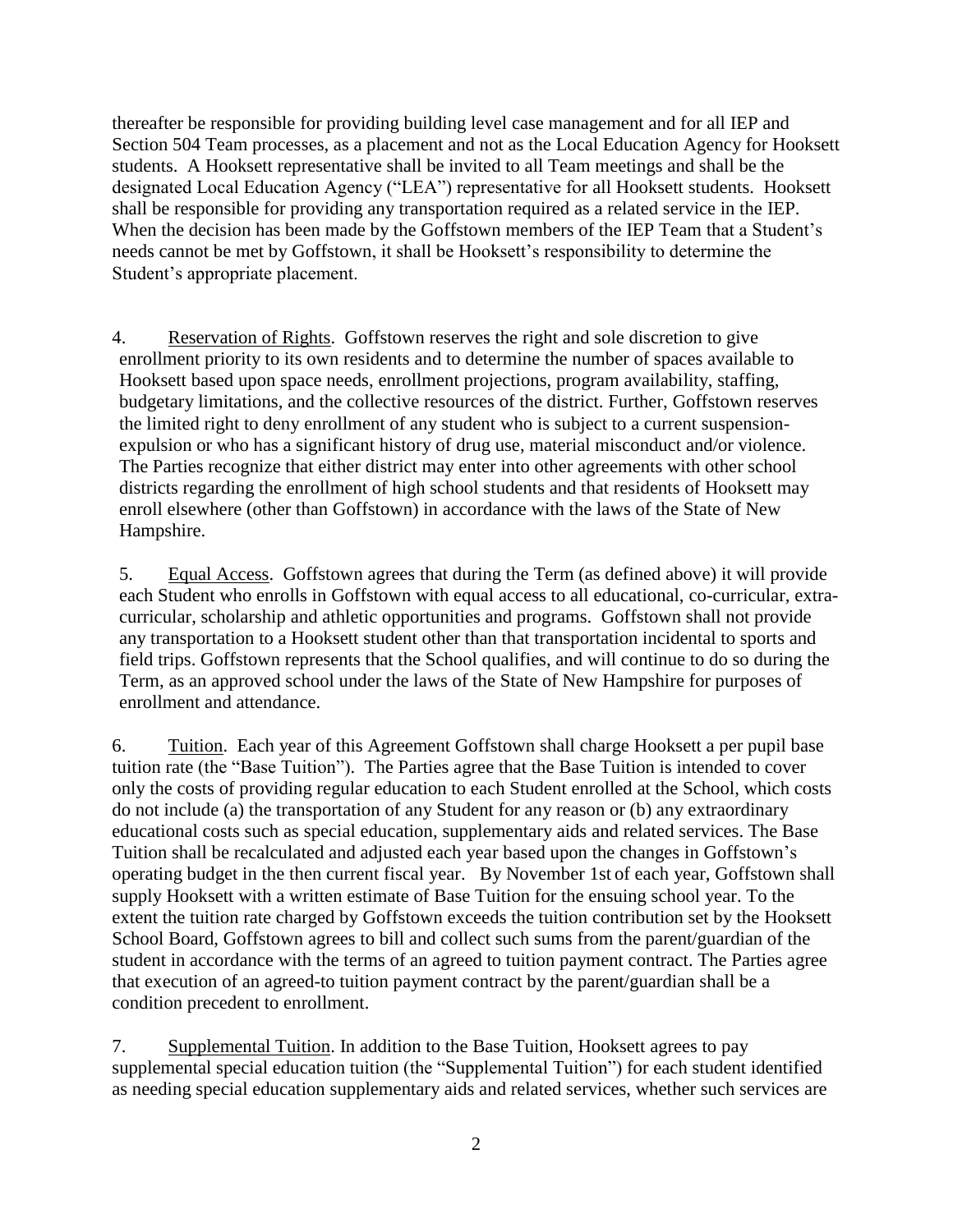thereafter be responsible for providing building level case management and for all IEP and Section 504 Team processes, as a placement and not as the Local Education Agency for Hooksett students. A Hooksett representative shall be invited to all Team meetings and shall be the designated Local Education Agency ("LEA") representative for all Hooksett students. Hooksett shall be responsible for providing any transportation required as a related service in the IEP. When the decision has been made by the Goffstown members of the IEP Team that a Student's needs cannot be met by Goffstown, it shall be Hooksett's responsibility to determine the Student's appropriate placement.

4. Reservation of Rights. Goffstown reserves the right and sole discretion to give enrollment priority to its own residents and to determine the number of spaces available to Hooksett based upon space needs, enrollment projections, program availability, staffing, budgetary limitations, and the collective resources of the district. Further, Goffstown reserves the limited right to deny enrollment of any student who is subject to a current suspension-expulsion or who has a significant history of drug use, material misconduct and/or violence. The Parties recognize that either district may enter into other agreements with other school districts regarding the enrollment of high school students and that residents of Hooksett may enroll elsewhere (other than Goffstown) in accordance with the laws of the State of New Hampshire.

5. Equal Access. Goffstown agrees that during the Term (as defined above) it will provide each Student who enrolls in Goffstown with equal access to all educational, co-curricular, extra-curricular, scholarship and athletic opportunities and programs. Goffstown shall not provide any transportation to a Hooksett student other than that transportation incidental to sports and field trips. Goffstown represents that the School qualifies, and will continue to do so during the Term, as an approved school under the laws of the State of New Hampshire for purposes of enrollment and attendance.

6. Tuition. Each year of this Agreement Goffstown shall charge Hooksett a per pupil base tuition rate (the "Base Tuition"). The Parties agree that the Base Tuition is intended to cover only the costs of providing regular education to each Student enrolled at the School, which costs do not include (a) the transportation of any Student for any reason or (b) any extraordinary educational costs such as special education, supplementary aids and related services. The Base Tuition shall be recalculated and adjusted each year based upon the changes in Goffstown's operating budget in the then current fiscal year. By November 1st of each year, Goffstown shall supply Hooksett with a written estimate of Base Tuition for the ensuing school year. To the extent the tuition rate charged by Goffstown exceeds the tuition contribution set by the Hooksett School Board, Goffstown agrees to bill and collect such sums from the parent/guardian of the student in accordance with the terms of an agreed to tuition payment contract. The Parties agree that execution of an agreed-to tuition payment contract by the parent/guardian shall be a condition precedent to enrollment.

7. Supplemental Tuition. In addition to the Base Tuition, Hooksett agrees to pay supplemental special education tuition (the "Supplemental Tuition") for each student identified as needing special education supplementary aids and related services, whether such services are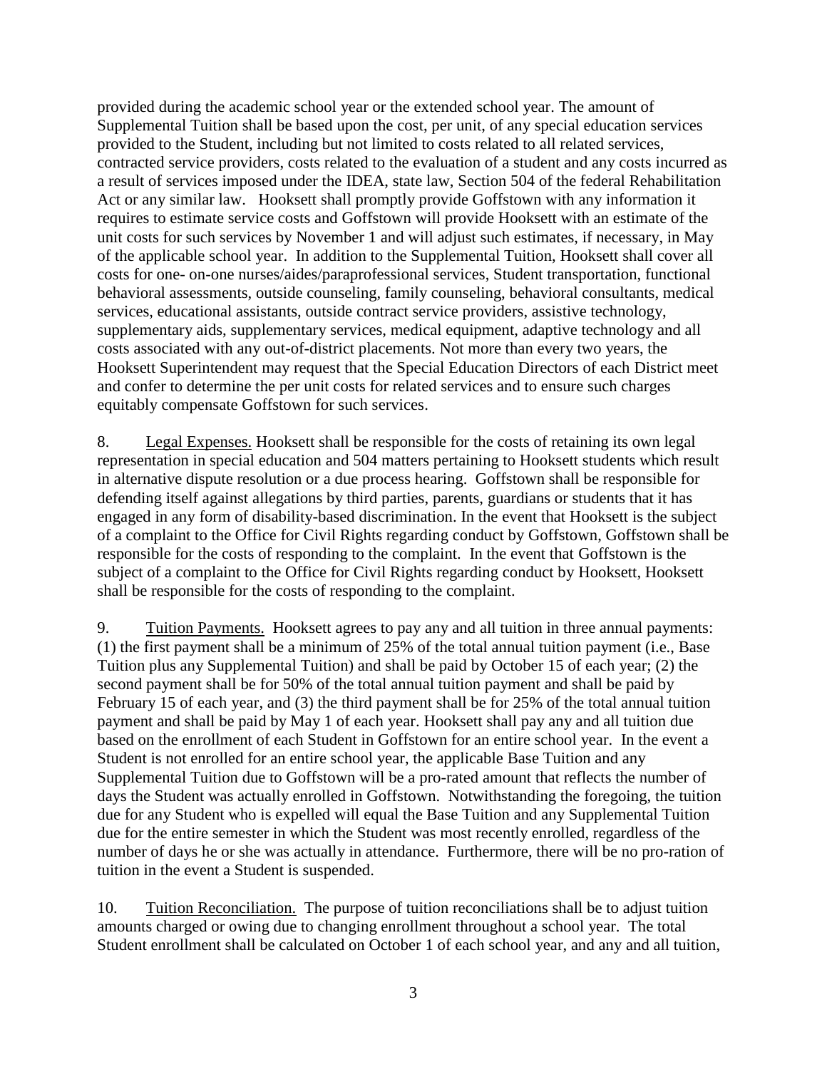provided during the academic school year or the extended school year. The amount of Supplemental Tuition shall be based upon the cost, per unit, of any special education services provided to the Student, including but not limited to costs related to all related services, contracted service providers, costs related to the evaluation of a student and any costs incurred as a result of services imposed under the IDEA, state law, Section 504 of the federal Rehabilitation Act or any similar law. Hooksett shall promptly provide Goffstown with any information it requires to estimate service costs and Goffstown will provide Hooksett with an estimate of the unit costs for such services by November 1 and will adjust such estimates, if necessary, in May of the applicable school year. In addition to the Supplemental Tuition, Hooksett shall cover all costs for one- on-one nurses/aides/paraprofessional services, Student transportation, functional behavioral assessments, outside counseling, family counseling, behavioral consultants, medical services, educational assistants, outside contract service providers, assistive technology, supplementary aids, supplementary services, medical equipment, adaptive technology and all costs associated with any out-of-district placements. Not more than every two years, the Hooksett Superintendent may request that the Special Education Directors of each District meet and confer to determine the per unit costs for related services and to ensure such charges equitably compensate Goffstown for such services.

8. Legal Expenses. Hooksett shall be responsible for the costs of retaining its own legal representation in special education and 504 matters pertaining to Hooksett students which result in alternative dispute resolution or a due process hearing. Goffstown shall be responsible for defending itself against allegations by third parties, parents, guardians or students that it has engaged in any form of disability-based discrimination. In the event that Hooksett is the subject of a complaint to the Office for Civil Rights regarding conduct by Goffstown, Goffstown shall be responsible for the costs of responding to the complaint. In the event that Goffstown is the subject of a complaint to the Office for Civil Rights regarding conduct by Hooksett, Hooksett shall be responsible for the costs of responding to the complaint.

9. Tuition Payments. Hooksett agrees to pay any and all tuition in three annual payments: (1) the first payment shall be a minimum of 25% of the total annual tuition payment (i.e., Base Tuition plus any Supplemental Tuition) and shall be paid by October 15 of each year; (2) the second payment shall be for 50% of the total annual tuition payment and shall be paid by February 15 of each year, and (3) the third payment shall be for 25% of the total annual tuition payment and shall be paid by May 1 of each year. Hooksett shall pay any and all tuition due based on the enrollment of each Student in Goffstown for an entire school year. In the event a Student is not enrolled for an entire school year, the applicable Base Tuition and any Supplemental Tuition due to Goffstown will be a pro-rated amount that reflects the number of days the Student was actually enrolled in Goffstown. Notwithstanding the foregoing, the tuition due for any Student who is expelled will equal the Base Tuition and any Supplemental Tuition due for the entire semester in which the Student was most recently enrolled, regardless of the number of days he or she was actually in attendance. Furthermore, there will be no pro-ration of tuition in the event a Student is suspended.

10. Tuition Reconciliation. The purpose of tuition reconciliations shall be to adjust tuition amounts charged or owing due to changing enrollment throughout a school year. The total Student enrollment shall be calculated on October 1 of each school year, and any and all tuition,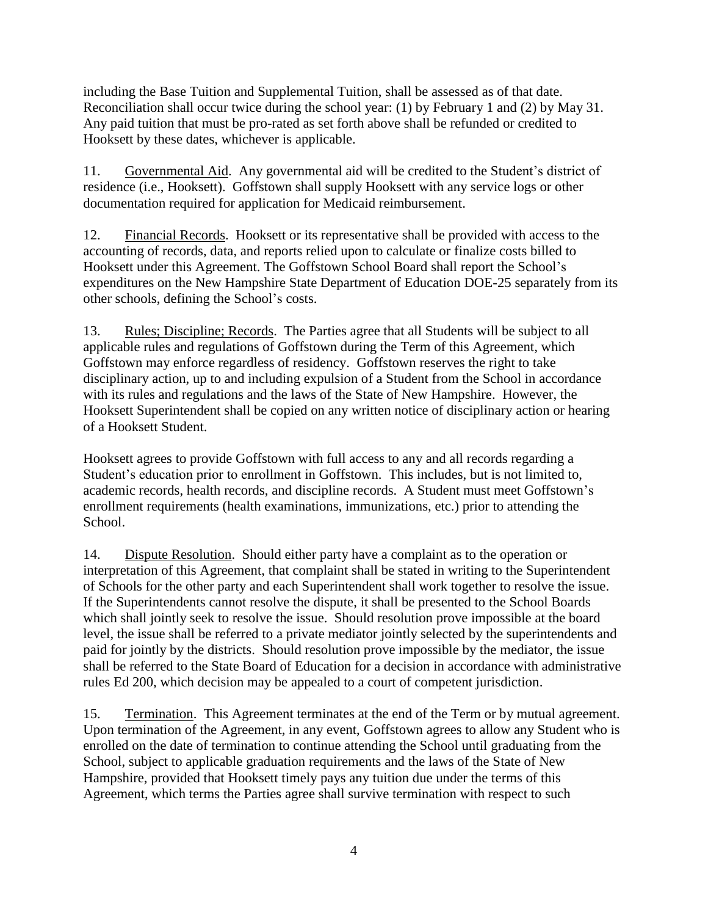including the Base Tuition and Supplemental Tuition, shall be assessed as of that date. Reconciliation shall occur twice during the school year: (1) by February 1 and (2) by May 31. Any paid tuition that must be pro-rated as set forth above shall be refunded or credited to Hooksett by these dates, whichever is applicable.

11. Governmental Aid. Any governmental aid will be credited to the Student's district of residence (i.e., Hooksett). Goffstown shall supply Hooksett with any service logs or other documentation required for application for Medicaid reimbursement.

12. Financial Records. Hooksett or its representative shall be provided with access to the accounting of records, data, and reports relied upon to calculate or finalize costs billed to Hooksett under this Agreement. The Goffstown School Board shall report the School's expenditures on the New Hampshire State Department of Education DOE-25 separately from its other schools, defining the School's costs.

13. Rules; Discipline; Records. The Parties agree that all Students will be subject to all applicable rules and regulations of Goffstown during the Term of this Agreement, which Goffstown may enforce regardless of residency. Goffstown reserves the right to take disciplinary action, up to and including expulsion of a Student from the School in accordance with its rules and regulations and the laws of the State of New Hampshire. However, the Hooksett Superintendent shall be copied on any written notice of disciplinary action or hearing of a Hooksett Student.

Hooksett agrees to provide Goffstown with full access to any and all records regarding a Student's education prior to enrollment in Goffstown. This includes, but is not limited to, academic records, health records, and discipline records. A Student must meet Goffstown's enrollment requirements (health examinations, immunizations, etc.) prior to attending the School.

14. Dispute Resolution. Should either party have a complaint as to the operation or interpretation of this Agreement, that complaint shall be stated in writing to the Superintendent of Schools for the other party and each Superintendent shall work together to resolve the issue. If the Superintendents cannot resolve the dispute, it shall be presented to the School Boards which shall jointly seek to resolve the issue. Should resolution prove impossible at the board level, the issue shall be referred to a private mediator jointly selected by the superintendents and paid for jointly by the districts. Should resolution prove impossible by the mediator, the issue shall be referred to the State Board of Education for a decision in accordance with administrative rules Ed 200, which decision may be appealed to a court of competent jurisdiction.

15. Termination. This Agreement terminates at the end of the Term or by mutual agreement. Upon termination of the Agreement, in any event, Goffstown agrees to allow any Student who is enrolled on the date of termination to continue attending the School until graduating from the School, subject to applicable graduation requirements and the laws of the State of New Hampshire, provided that Hooksett timely pays any tuition due under the terms of this Agreement, which terms the Parties agree shall survive termination with respect to such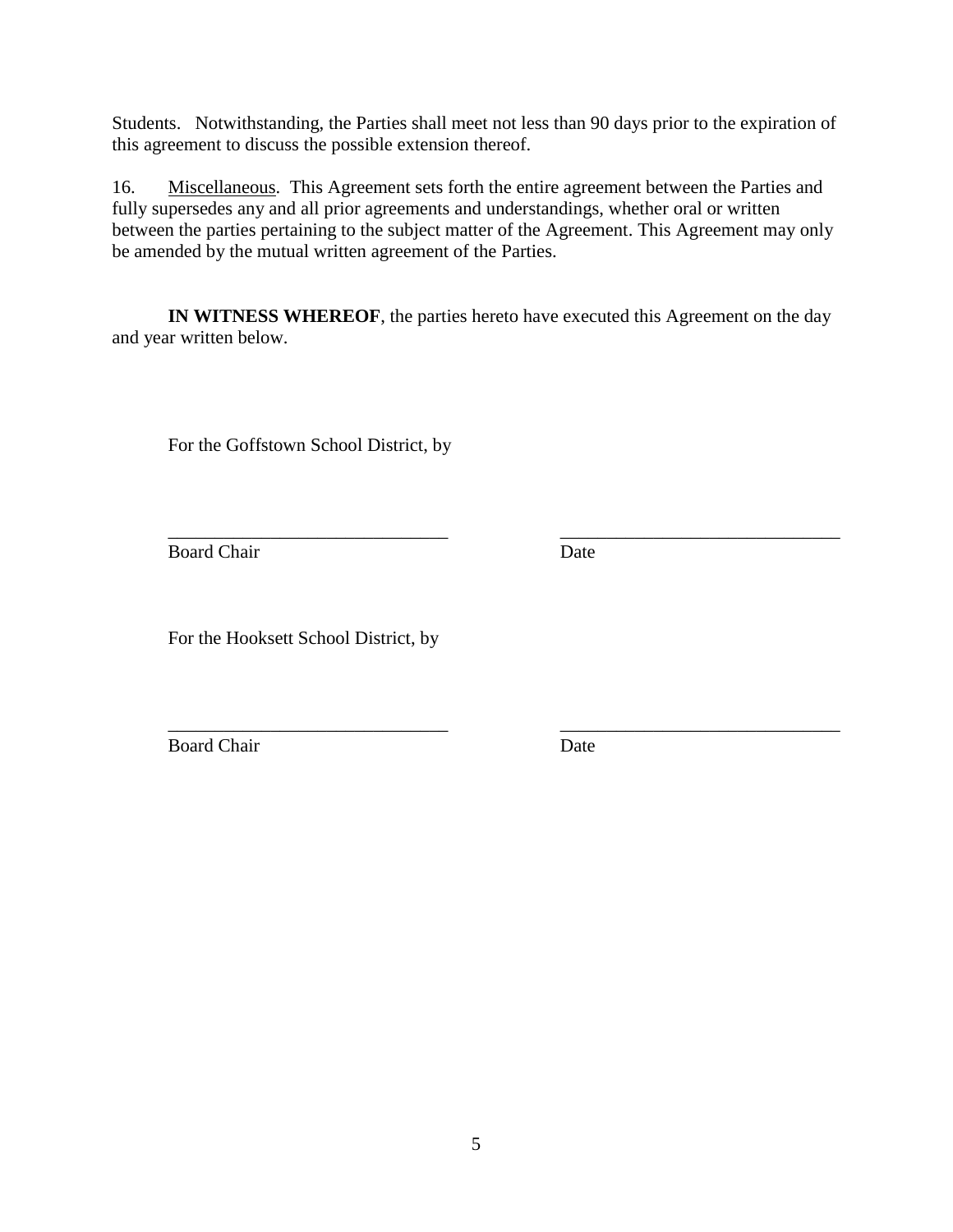Students. Notwithstanding, the Parties shall meet not less than 90 days prior to the expiration of this agreement to discuss the possible extension thereof.

16. Miscellaneous. This Agreement sets forth the entire agreement between the Parties and fully supersedes any and all prior agreements and understandings, whether oral or written between the parties pertaining to the subject matter of the Agreement. This Agreement may only be amended by the mutual written agreement of the Parties.

**IN WITNESS WHEREOF**, the parties hereto have executed this Agreement on the day and year written below.

For the Goffstown School District, by

______________________________ ______________________________

Board Chair Date

For the Hooksett School District, by

______________________________ ______________________________

Board Chair Date